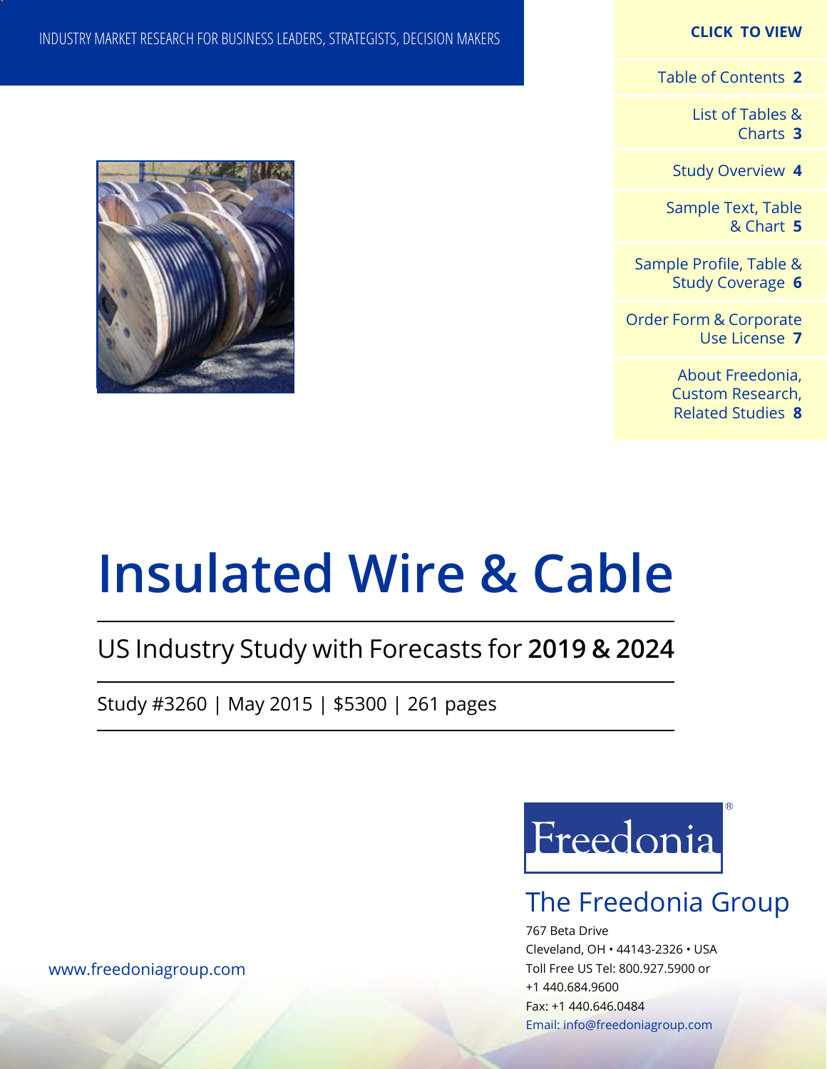INDUSTRY MARKET RESEARCH FOR BUSINESS LEADERS, STRATEGISTS, DECISION MAKERS

**CLICK TO VIEW**

- Table of Contents **2**
- List of Tables & Charts **3**
- Study Overview **4**
- Sample Text, Table & Chart **5**
- Sample Profile, Table & Study Coverage **6**
- Order Form & Corporate Use License **7**
- About Freedonia, Custom Research, Related Studies **8**

# Insulated Wire & Cable

## US Industry Study with Forecasts for **2019 & 2024**

Study #3260 | May 2015 | $5300 | 261 pages

Freedonia®

**The Freedonia Group**

767 Beta Drive
Cleveland, OH • 44143-2326 • USA
Toll Free US Tel: 800.927.5900 or
+1 440.684.9600
Fax: +1 440.646.0484
Email: info@freedoniagroup.com

www.freedoniagroup.com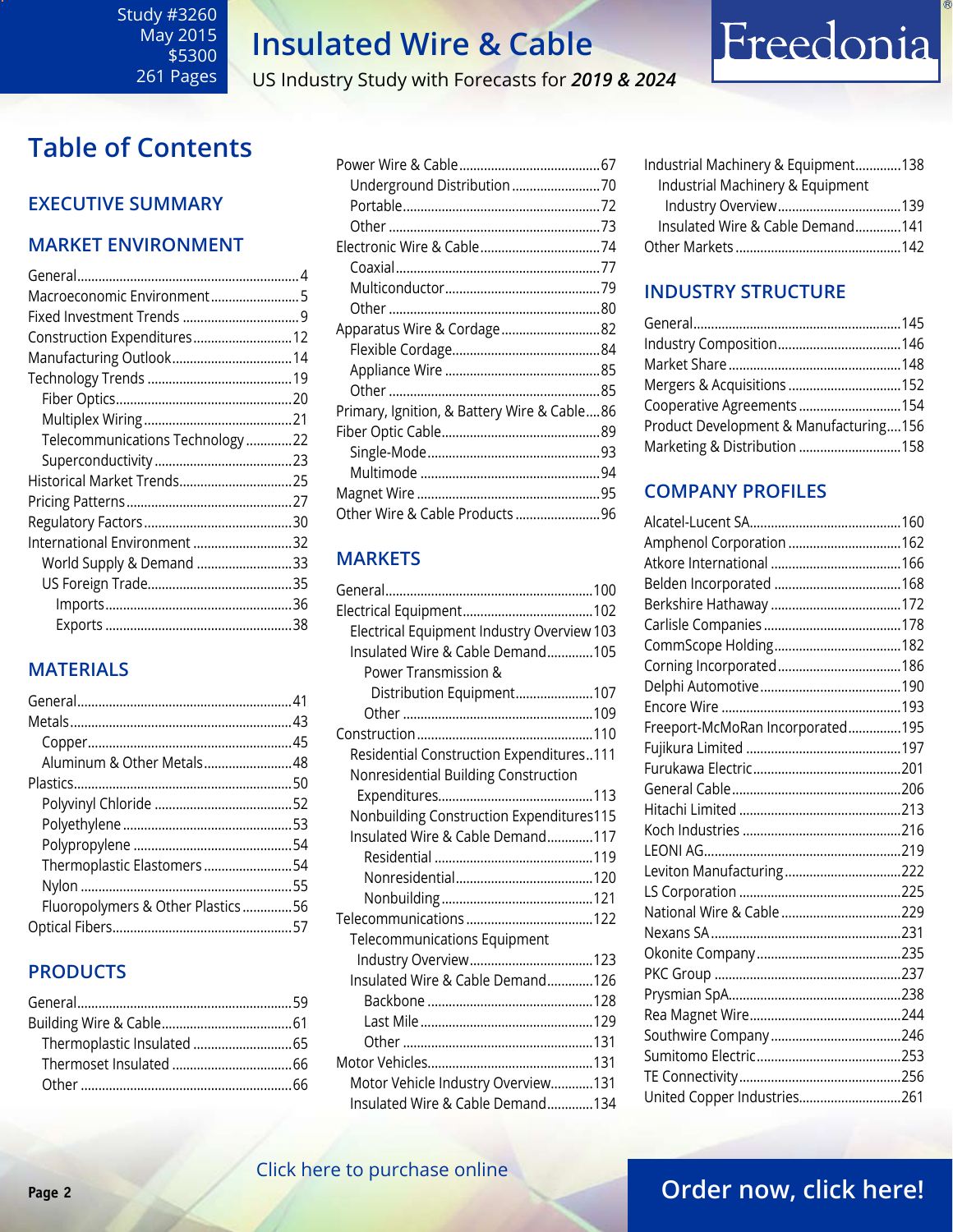Study #3260
May 2015
$5300
261 Pages

# Insulated Wire & Cable

US Industry Study with Forecasts for *2019 & 2024*

## Table of Contents

### EXECUTIVE SUMMARY

### MARKET ENVIRONMENT

- General....4
- Macroeconomic Environment....5
- Fixed Investment Trends....9
- Construction Expenditures....12
- Manufacturing Outlook....14
- Technology Trends....19
  - Fiber Optics....20
  - Multiplex Wiring....21
  - Telecommunications Technology....22
  - Superconductivity....23
- Historical Market Trends....25
- Pricing Patterns....27
- Regulatory Factors....30
- International Environment....32
  - World Supply & Demand....33
  - US Foreign Trade....35
    - Imports....36
    - Exports....38

### MATERIALS

- General....41
- Metals....43
  - Copper....45
  - Aluminum & Other Metals....48
- Plastics....50
  - Polyvinyl Chloride....52
  - Polyethylene....53
  - Polypropylene....54
  - Thermoplastic Elastomers....54
  - Nylon....55
  - Fluoropolymers & Other Plastics....56
- Optical Fibers....57

### PRODUCTS

- General....59
- Building Wire & Cable....61
  - Thermoplastic Insulated....65
  - Thermoset Insulated....66
  - Other....66
- Power Wire & Cable....67
  - Underground Distribution....70
  - Portable....72
  - Other....73
- Electronic Wire & Cable....74
  - Coaxial....77
  - Multiconductor....79
  - Other....80
- Apparatus Wire & Cordage....82
  - Flexible Cordage....84
  - Appliance Wire....85
  - Other....85
- Primary, Ignition, & Battery Wire & Cable....86
- Fiber Optic Cable....89
  - Single-Mode....93
  - Multimode....94
- Magnet Wire....95
- Other Wire & Cable Products....96

### MARKETS

- General....100
- Electrical Equipment....102
  - Electrical Equipment Industry Overview....103
  - Insulated Wire & Cable Demand....105
    - Power Transmission & Distribution Equipment....107
    - Other....109
- Construction....110
  - Residential Construction Expenditures....111
  - Nonresidential Building Construction Expenditures....113
  - Nonbuilding Construction Expenditures....115
  - Insulated Wire & Cable Demand....117
    - Residential....119
    - Nonresidential....120
    - Nonbuilding....121
- Telecommunications....122
  - Telecommunications Equipment Industry Overview....123
  - Insulated Wire & Cable Demand....126
    - Backbone....128
    - Last Mile....129
    - Other....131
- Motor Vehicles....131
  - Motor Vehicle Industry Overview....131
  - Insulated Wire & Cable Demand....134
- Industrial Machinery & Equipment....138
  - Industrial Machinery & Equipment Industry Overview....139
  - Insulated Wire & Cable Demand....141
- Other Markets....142

### INDUSTRY STRUCTURE

- General....145
- Industry Composition....146
- Market Share....148
- Mergers & Acquisitions....152
- Cooperative Agreements....154
- Product Development & Manufacturing....156
- Marketing & Distribution....158

### COMPANY PROFILES

- Alcatel-Lucent SA....160
- Amphenol Corporation....162
- Atkore International....166
- Belden Incorporated....168
- Berkshire Hathaway....172
- Carlisle Companies....178
- CommScope Holding....182
- Corning Incorporated....186
- Delphi Automotive....190
- Encore Wire....193
- Freeport-McMoRan Incorporated....195
- Fujikura Limited....197
- Furukawa Electric....201
- General Cable....206
- Hitachi Limited....213
- Koch Industries....216
- LEONI AG....219
- Leviton Manufacturing....222
- LS Corporation....225
- National Wire & Cable....229
- Nexans SA....231
- Okonite Company....235
- PKC Group....237
- Prysmian SpA....238
- Rea Magnet Wire....244
- Southwire Company....246
- Sumitomo Electric....253
- TE Connectivity....256
- United Copper Industries....261

Click here to purchase online

Order now, click here!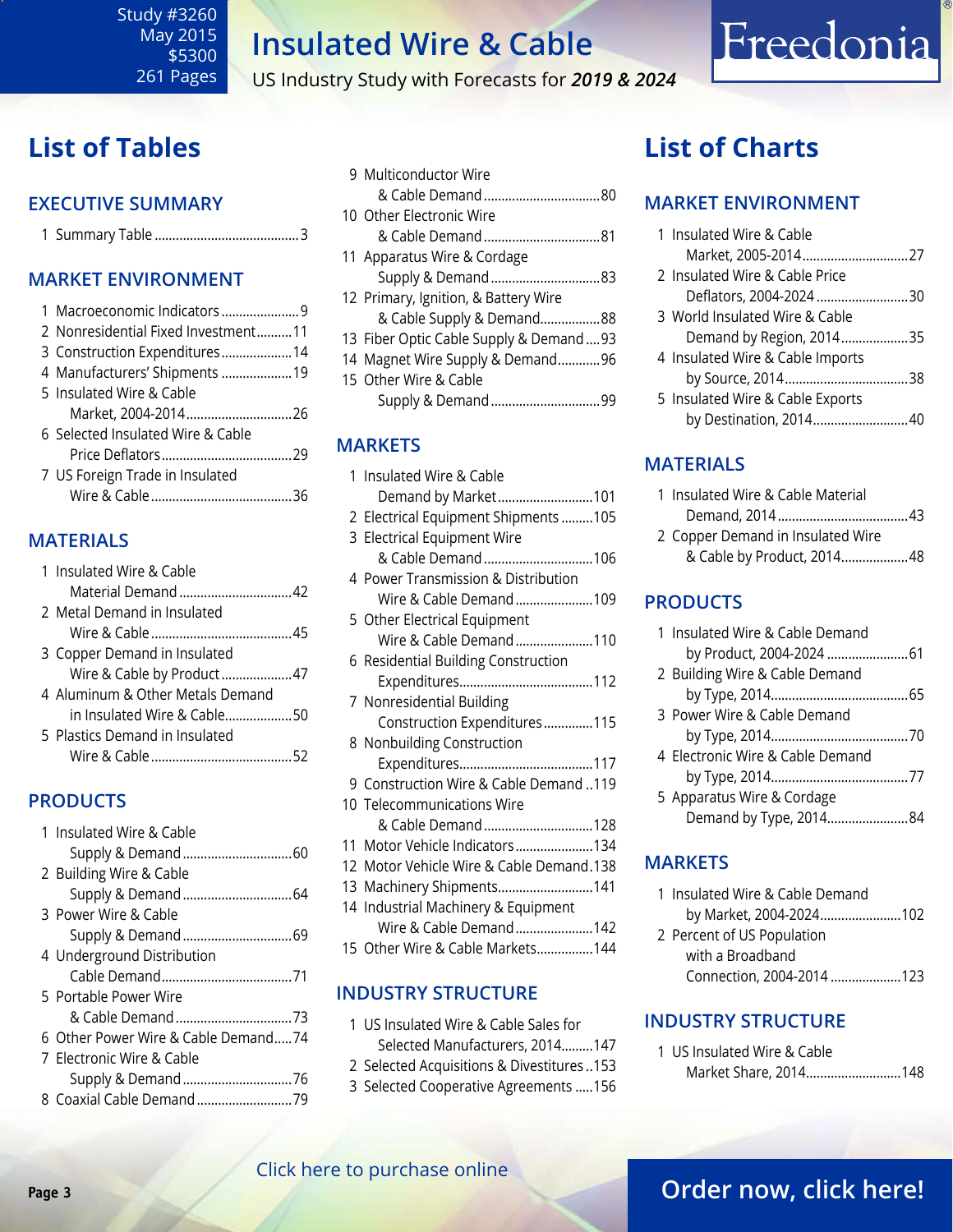Study #3260
May 2015
$5300
261 Pages

# Insulated Wire & Cable

US Industry Study with Forecasts for *2019 & 2024*

## List of Tables

### EXECUTIVE SUMMARY

1 Summary Table ......................................... 3

### MARKET ENVIRONMENT

1 Macroeconomic Indicators ...................... 9
2 Nonresidential Fixed Investment .......... 11
3 Construction Expenditures .................... 14
4 Manufacturers' Shipments .................... 19
5 Insulated Wire & Cable Market, 2004-2014 .............................. 26
6 Selected Insulated Wire & Cable Price Deflators ..................................... 29
7 US Foreign Trade in Insulated Wire & Cable ........................................ 36

### MATERIALS

1 Insulated Wire & Cable Material Demand ................................ 42
2 Metal Demand in Insulated Wire & Cable ........................................ 45
3 Copper Demand in Insulated Wire & Cable by Product .................... 47
4 Aluminum & Other Metals Demand in Insulated Wire & Cable ................... 50
5 Plastics Demand in Insulated Wire & Cable ........................................ 52

### PRODUCTS

1 Insulated Wire & Cable Supply & Demand ............................... 60
2 Building Wire & Cable Supply & Demand ............................... 64
3 Power Wire & Cable Supply & Demand ............................... 69
4 Underground Distribution Cable Demand ..................................... 71
5 Portable Power Wire & Cable Demand ................................. 73
6 Other Power Wire & Cable Demand ..... 74
7 Electronic Wire & Cable Supply & Demand ............................... 76
8 Coaxial Cable Demand ........................... 79
9 Multiconductor Wire & Cable Demand ................................. 80
10 Other Electronic Wire & Cable Demand ................................. 81
11 Apparatus Wire & Cordage Supply & Demand ............................... 83
12 Primary, Ignition, & Battery Wire & Cable Supply & Demand ................. 88
13 Fiber Optic Cable Supply & Demand .... 93
14 Magnet Wire Supply & Demand ............ 96
15 Other Wire & Cable Supply & Demand ............................... 99

### MARKETS

1 Insulated Wire & Cable Demand by Market ........................... 101
2 Electrical Equipment Shipments ......... 105
3 Electrical Equipment Wire & Cable Demand ............................... 106
4 Power Transmission & Distribution Wire & Cable Demand ...................... 109
5 Other Electrical Equipment Wire & Cable Demand ...................... 110
6 Residential Building Construction Expenditures...................................... 112
7 Nonresidential Building Construction Expenditures .............. 115
8 Nonbuilding Construction Expenditures...................................... 117
9 Construction Wire & Cable Demand .. 119
10 Telecommunications Wire & Cable Demand ............................... 128
11 Motor Vehicle Indicators ...................... 134
12 Motor Vehicle Wire & Cable Demand. 138
13 Machinery Shipments........................... 141
14 Industrial Machinery & Equipment Wire & Cable Demand ...................... 142
15 Other Wire & Cable Markets................ 144

### INDUSTRY STRUCTURE

1 US Insulated Wire & Cable Sales for Selected Manufacturers, 2014......... 147
2 Selected Acquisitions & Divestitures .. 153
3 Selected Cooperative Agreements ..... 156

## List of Charts

### MARKET ENVIRONMENT

1 Insulated Wire & Cable Market, 2005-2014 .............................. 27
2 Insulated Wire & Cable Price Deflators, 2004-2024 .......................... 30
3 World Insulated Wire & Cable Demand by Region, 2014 ................... 35
4 Insulated Wire & Cable Imports by Source, 2014 ................................... 38
5 Insulated Wire & Cable Exports by Destination, 2014 ........................... 40

### MATERIALS

1 Insulated Wire & Cable Material Demand, 2014 ..................................... 43
2 Copper Demand in Insulated Wire & Cable by Product, 2014................... 48

### PRODUCTS

1 Insulated Wire & Cable Demand by Product, 2004-2024 ....................... 61
2 Building Wire & Cable Demand by Type, 2014 ....................................... 65
3 Power Wire & Cable Demand by Type, 2014 ....................................... 70
4 Electronic Wire & Cable Demand by Type, 2014 ....................................... 77
5 Apparatus Wire & Cordage Demand by Type, 2014 ....................... 84

### MARKETS

1 Insulated Wire & Cable Demand by Market, 2004-2024 ....................... 102
2 Percent of US Population with a Broadband Connection, 2004-2014 .................... 123

### INDUSTRY STRUCTURE

1 US Insulated Wire & Cable Market Share, 2014 ........................... 148

Click here to purchase online

Order now, click here!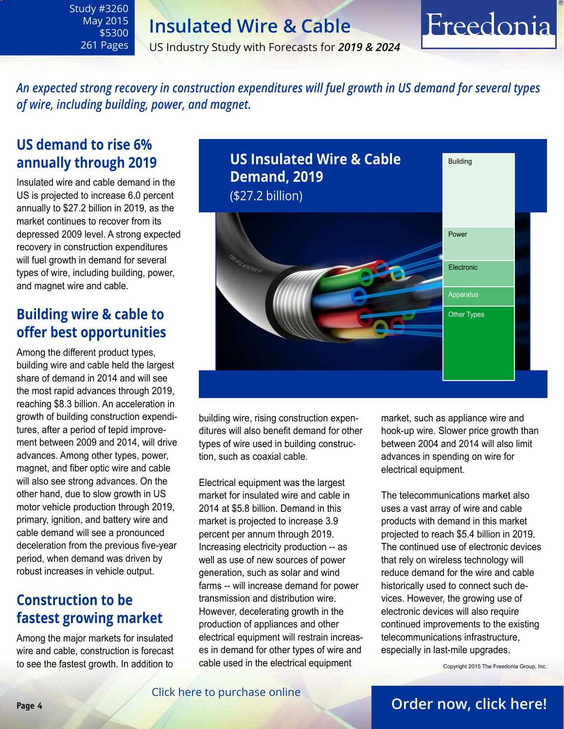# Insulated Wire & Cable

US Industry Study with Forecasts for ***2019 & 2024***

Study #3260
May 2015
$5300
261 Pages

*An expected strong recovery in construction expenditures will fuel growth in US demand for several types of wire, including building, power, and magnet.*

## US demand to rise 6% annually through 2019

Insulated wire and cable demand in the US is projected to increase 6.0 percent annually to $27.2 billion in 2019, as the market continues to recover from its depressed 2009 level. A strong expected recovery in construction expenditures will fuel growth in demand for several types of wire, including building, power, and magnet wire and cable.

## Building wire & cable to offer best opportunities

Among the different product types, building wire and cable held the largest share of demand in 2014 and will see the most rapid advances through 2019, reaching $8.3 billion. An acceleration in growth of building construction expenditures, after a period of tepid improvement between 2009 and 2014, will drive advances. Among other types, power, magnet, and fiber optic wire and cable will also see strong advances. On the other hand, due to slow growth in US motor vehicle production through 2019, primary, ignition, and battery wire and cable demand will see a pronounced deceleration from the previous five-year period, when demand was driven by robust increases in vehicle output.

## Construction to be fastest growing market

Among the major markets for insulated wire and cable, construction is forecast to see the fastest growth. In addition to building wire, rising construction expenditures will also benefit demand for other types of wire used in building construction, such as coaxial cable.

**US Insulated Wire & Cable Demand, 2019**
($27.2 billion)

- Building
- Power
- Electronic
- Apparatus
- Other Types

Electrical equipment was the largest market for insulated wire and cable in 2014 at $5.8 billion. Demand in this market is projected to increase 3.9 percent per annum through 2019. Increasing electricity production -- as well as use of new sources of power generation, such as solar and wind farms -- will increase demand for power transmission and distribution wire. However, decelerating growth in the production of appliances and other electrical equipment will restrain increases in demand for other types of wire and cable used in the electrical equipment market, such as appliance wire and hook-up wire. Slower price growth than between 2004 and 2014 will also limit advances in spending on wire for electrical equipment.

The telecommunications market also uses a vast array of wire and cable products with demand in this market projected to reach $5.4 billion in 2019. The continued use of electronic devices that rely on wireless technology will reduce demand for the wire and cable historically used to connect such devices. However, the growing use of electronic devices will also require continued improvements to the existing telecommunications infrastructure, especially in last-mile upgrades.

Copyright 2015 The Freedonia Group, Inc.

Click here to purchase online

Order now, click here!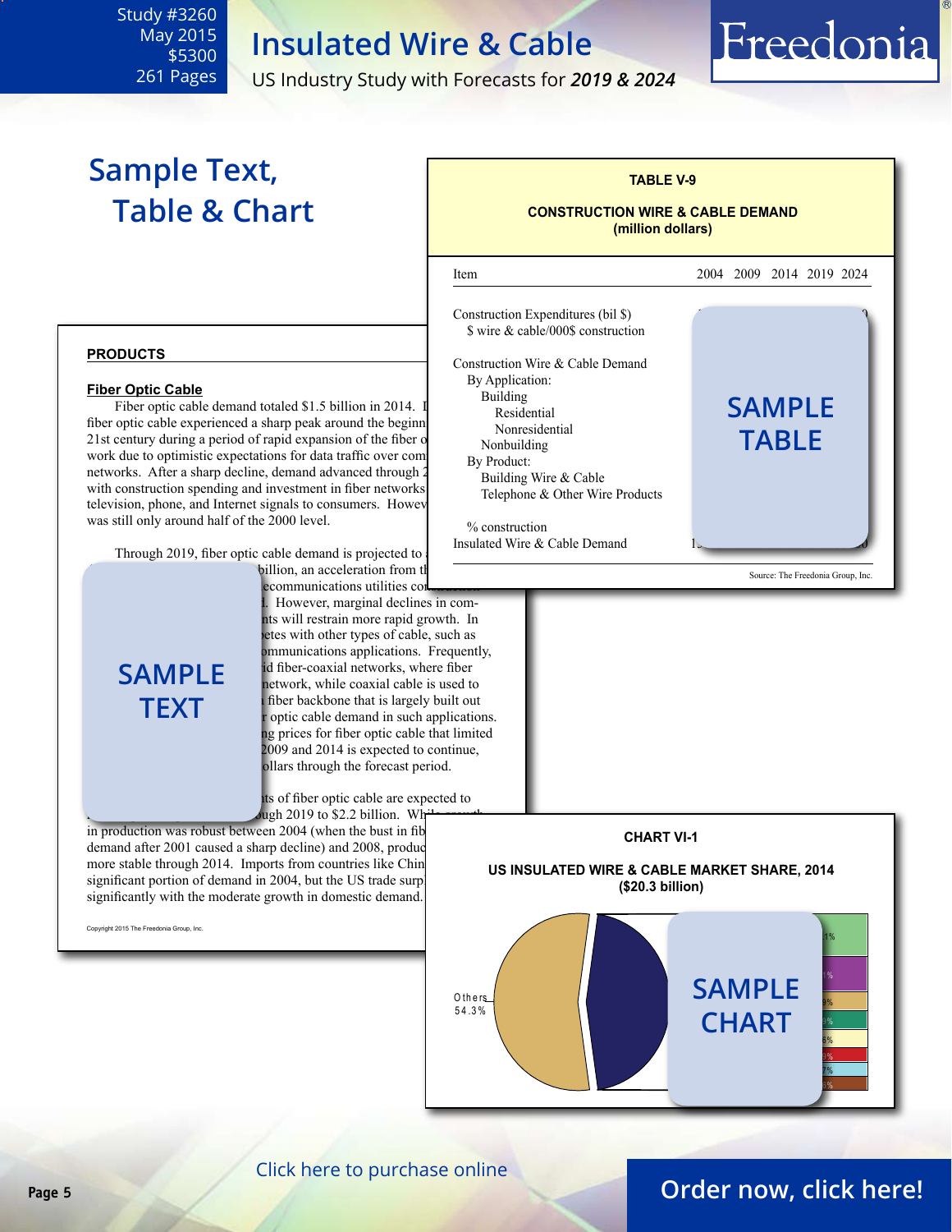Study #3260
May 2015
$5300
261 Pages

# Insulated Wire & Cable

US Industry Study with Forecasts for *2019 & 2024*

## Sample Text, Table & Chart

**TABLE V-9**

**CONSTRUCTION WIRE & CABLE DEMAND (million dollars)**

| Item | 2004 | 2009 | 2014 | 2019 | 2024 |
|---|---|---|---|---|---|
| Construction Expenditures (bil $) | | | | | |
| $ wire & cable/000$ construction | | | | | |
| Construction Wire & Cable Demand | | | | | |
| By Application: | | | | | |
| Building | | | | | |
| Residential | | | | | |
| Nonresidential | | | | | |
| Nonbuilding | | | | | |
| By Product: | | | | | |
| Building Wire & Cable | | | | | |
| Telephone & Other Wire Products | | | | | |
| % construction | | | | | |
| Insulated Wire & Cable Demand | | | | | |

SAMPLE TABLE

Source: The Freedonia Group, Inc.

**PRODUCTS**

**Fiber Optic Cable**

Fiber optic cable demand totaled $1.5 billion in 2014. I fiber optic cable experienced a sharp peak around the beginn 21st century during a period of rapid expansion of the fiber o work due to optimistic expectations for data traffic over com networks. After a sharp decline, demand advanced through 2 with construction spending and investment in fiber networks television, phone, and Internet signals to consumers. Howev was still only around half of the 2000 level.

Through 2019, fiber optic cable demand is projected to billion, an acceleration from th ecommunications utilities co . However, marginal declines in com nts will restrain more rapid growth. In etes with other types of cable, such as ommunications applications. Frequently, d fiber-coaxial networks, where fiber network, while coaxial cable is used to fiber backbone that is largely built out optic cable demand in such applications. g prices for fiber optic cable that limited 2009 and 2014 is expected to continue, ollars through the forecast period.

SAMPLE TEXT

ts of fiber optic cable are expected to ugh 2019 to $2.2 billion. Wh in production was robust between 2004 (when the bust in fib demand after 2001 caused a sharp decline) and 2008, produc more stable through 2014. Imports from countries like Chin significant portion of demand in 2004, but the US trade surp significantly with the moderate growth in domestic demand.

Copyright 2015 The Freedonia Group, Inc.

**CHART VI-1**

**US INSULATED WIRE & CABLE MARKET SHARE, 2014 ($20.3 billion)**

Others 54.3%

SAMPLE CHART

Click here to purchase online

Order now, click here!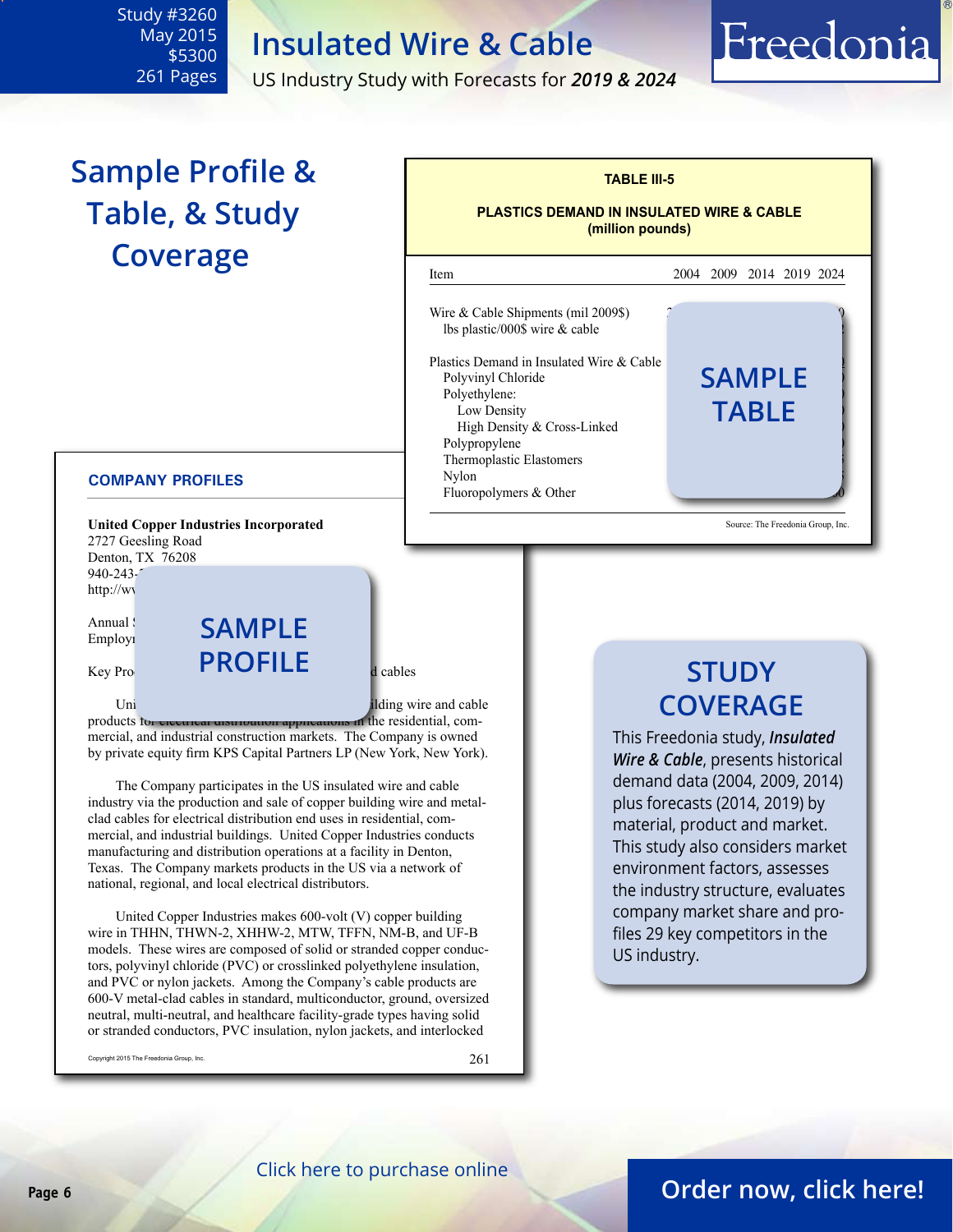Study #3260
May 2015
$5300
261 Pages

# Insulated Wire & Cable

US Industry Study with Forecasts for ***2019 & 2024***

Freedonia

## Sample Profile & Table, & Study Coverage

**TABLE III-5**

**PLASTICS DEMAND IN INSULATED WIRE & CABLE (million pounds)**

| Item | 2004 | 2009 | 2014 | 2019 | 2024 |
|---|---|---|---|---|---|
| Wire & Cable Shipments (mil 2009$) | | | | | |
| lbs plastic/000$ wire & cable | | | | | |
| | | | | | |
| Plastics Demand in Insulated Wire & Cable | | | | | |
| Polyvinyl Chloride | | | | | |
| Polyethylene: | | | | | |
| Low Density | | | | | |
| High Density & Cross-Linked | | | | | |
| Polypropylene | | | | | |
| Thermoplastic Elastomers | | | | | |
| Nylon | | | | | |
| Fluoropolymers & Other | | | | | |

SAMPLE TABLE

Source: The Freedonia Group, Inc.

### COMPANY PROFILES

**United Copper Industries Incorporated**
2727 Geesling Road
Denton, TX 76208
940-243-
http://w

Annual
Employ

Key Pro... cables

SAMPLE PROFILE

Uni... ilding wire and cable products ... the residential, commercial, and industrial construction markets. The Company is owned by private equity firm KPS Capital Partners LP (New York, New York).

The Company participates in the US insulated wire and cable industry via the production and sale of copper building wire and metal-clad cables for electrical distribution end uses in residential, commercial, and industrial buildings. United Copper Industries conducts manufacturing and distribution operations at a facility in Denton, Texas. The Company markets products in the US via a network of national, regional, and local electrical distributors.

United Copper Industries makes 600-volt (V) copper building wire in THHN, THWN-2, XHHW-2, MTW, TFFN, NM-B, and UF-B models. These wires are composed of solid or stranded copper conductors, polyvinyl chloride (PVC) or crosslinked polyethylene insulation, and PVC or nylon jackets. Among the Company's cable products are 600-V metal-clad cables in standard, multiconductor, ground, oversized neutral, multi-neutral, and healthcare facility-grade types having solid or stranded conductors, PVC insulation, nylon jackets, and interlocked

Copyright 2015 The Freedonia Group, Inc.

### STUDY COVERAGE

This Freedonia study, ***Insulated Wire & Cable***, presents historical demand data (2004, 2009, 2014) plus forecasts (2014, 2019) by material, product and market. This study also considers market environment factors, assesses the industry structure, evaluates company market share and profiles 29 key competitors in the US industry.

Click here to purchase online

Order now, click here!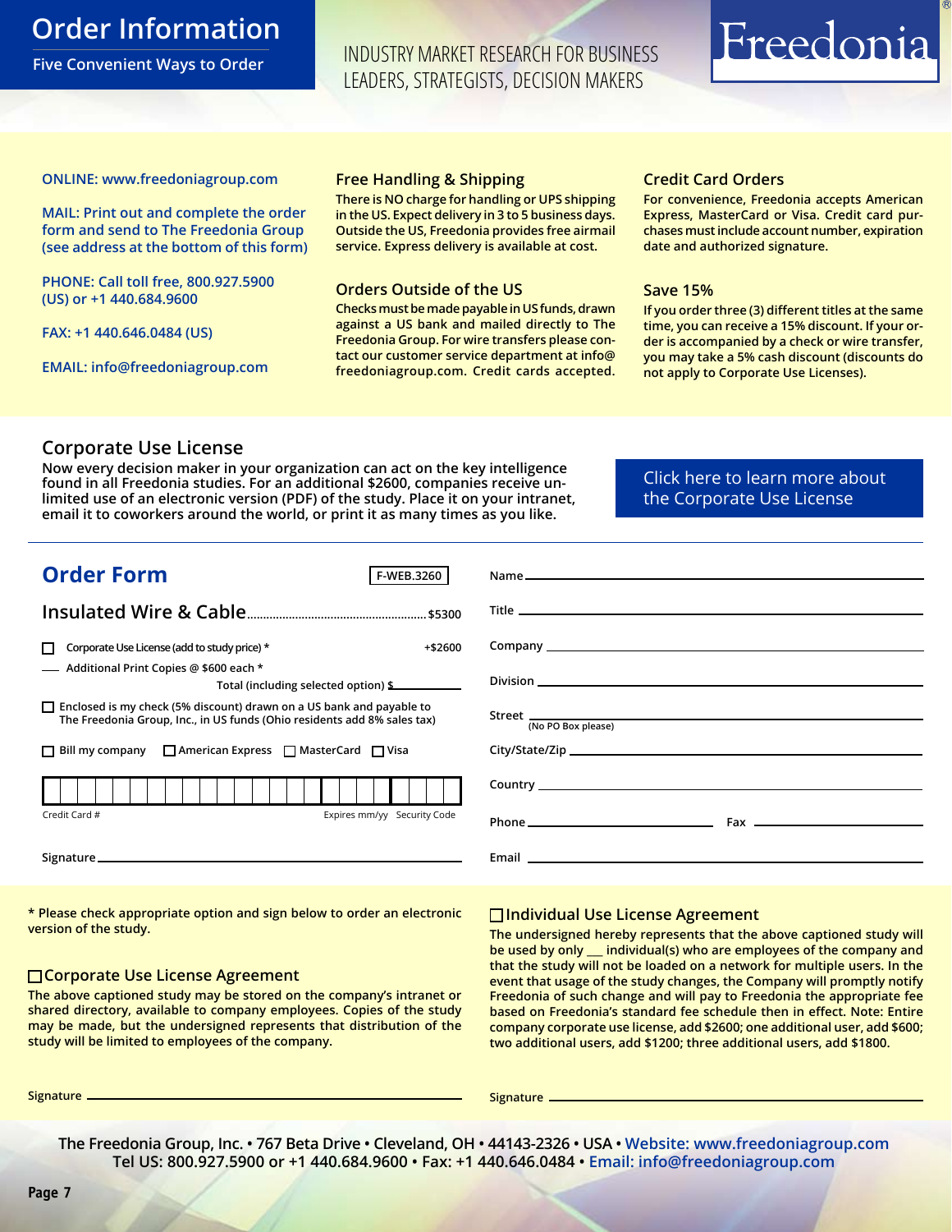# Order Information

Five Convenient Ways to Order

INDUSTRY MARKET RESEARCH FOR BUSINESS LEADERS, STRATEGISTS, DECISION MAKERS

Freedonia®

ONLINE: www.freedoniagroup.com

MAIL: Print out and complete the order form and send to The Freedonia Group (see address at the bottom of this form)

PHONE: Call toll free, 800.927.5900 (US) or +1 440.684.9600

FAX: +1 440.646.0484 (US)

EMAIL: info@freedoniagroup.com

### Free Handling & Shipping

There is NO charge for handling or UPS shipping in the US. Expect delivery in 3 to 5 business days. Outside the US, Freedonia provides free airmail service. Express delivery is available at cost.

### Orders Outside of the US

Checks must be made payable in US funds, drawn against a US bank and mailed directly to The Freedonia Group. For wire transfers please contact our customer service department at info@freedoniagroup.com. Credit cards accepted.

### Credit Card Orders

For convenience, Freedonia accepts American Express, MasterCard or Visa. Credit card purchases must include account number, expiration date and authorized signature.

### Save 15%

If you order three (3) different titles at the same time, you can receive a 15% discount. If your order is accompanied by a check or wire transfer, you may take a 5% cash discount (discounts do not apply to Corporate Use Licenses).

## Corporate Use License

Now every decision maker in your organization can act on the key intelligence found in all Freedonia studies. For an additional $2600, companies receive unlimited use of an electronic version (PDF) of the study. Place it on your intranet, email it to coworkers around the world, or print it as many times as you like.

Click here to learn more about the Corporate Use License

## Order Form

F-WEB.3260

Insulated Wire & Cable ............ $5300

☐ Corporate Use License (add to study price) * +$2600

___ Additional Print Copies @ $600 each *

Total (including selected option) $______

☐ Enclosed is my check (5% discount) drawn on a US bank and payable to The Freedonia Group, Inc., in US funds (Ohio residents add 8% sales tax)

☐ Bill my company ☐ American Express ☐ MasterCard ☐ Visa

Credit Card # ______ Expires mm/yy ______ Security Code ______

Signature ______

Name ______

Title ______

Company ______

Division ______

Street ______ (No PO Box please)

City/State/Zip ______

Country ______

Phone ______ Fax ______

Email ______

\* Please check appropriate option and sign below to order an electronic version of the study.

### ☐ Corporate Use License Agreement

The above captioned study may be stored on the company's intranet or shared directory, available to company employees. Copies of the study may be made, but the undersigned represents that distribution of the study will be limited to employees of the company.

Signature ______

### ☐ Individual Use License Agreement

The undersigned hereby represents that the above captioned study will be used by only ___ individual(s) who are employees of the company and that the study will not be loaded on a network for multiple users. In the event that usage of the study changes, the Company will promptly notify Freedonia of such change and will pay to Freedonia the appropriate fee based on Freedonia's standard fee schedule then in effect. Note: Entire company corporate use license, add $2600; one additional user, add $600; two additional users, add $1200; three additional users, add $1800.

Signature ______

The Freedonia Group, Inc. • 767 Beta Drive • Cleveland, OH • 44143-2326 • USA • Website: www.freedoniagroup.com
Tel US: 800.927.5900 or +1 440.684.9600 • Fax: +1 440.646.0484 • Email: info@freedoniagroup.com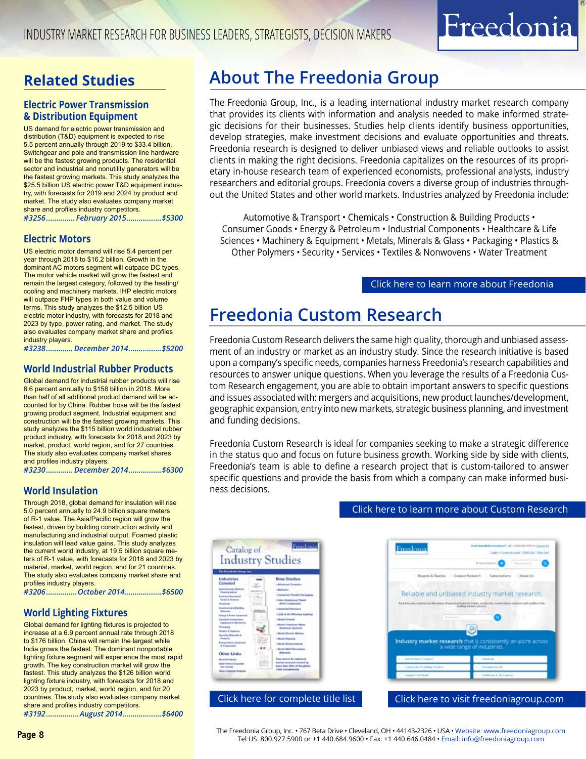## Related Studies

### Electric Power Transmission & Distribution Equipment

US demand for electric power transmission and distribution (T&D) equipment is expected to rise 5.5 percent annually through 2019 to $33.4 billion. Switchgear and pole and transmission line hardware will be the fastest growing products. The residential sector and industrial and nonutility generators will be the fastest growing markets. This study analyzes the $25.5 billion US electric power T&D equipment industry, with forecasts for 2019 and 2024 by product and market. The study also evaluates company market share and profiles industry competitors.

*#3256............. February 2015................$5300*

### Electric Motors

US electric motor demand will rise 5.4 percent per year through 2018 to $16.2 billion. Growth in the dominant AC motors segment will outpace DC types. The motor vehicle market will grow the fastest and remain the largest category, followed by the heating/cooling and machinery markets. IHP electric motors will outpace FHP types in both value and volume terms. This study analyzes the $12.5 billion US electric motor industry, with forecasts for 2018 and 2023 by type, power rating, and market. The study also evaluates company market share and profiles industry players.

*#3238............ December 2014...............$5200*

### World Industrial Rubber Products

Global demand for industrial rubber products will rise 6.6 percent annually to $158 billion in 2018. More than half of all additional product demand will be accounted for by China. Rubber hose will be the fastest growing product segment. Industrial equipment and construction will be the fastest growing markets. This study analyzes the $115 billion world industrial rubber product industry, with forecasts for 2018 and 2023 by market, product, world region, and for 27 countries. The study also evaluates company market shares and profiles industry players.

*#3230............ December 2014...............$6300*

### World Insulation

Through 2018, global demand for insulation will rise 5.0 percent annually to 24.9 billion square meters of R-1 value. The Asia/Pacific region will grow the fastest, driven by building construction activity and manufacturing and industrial output. Foamed plastic insulation will lead value gains. This study analyzes the current world industry, at 19.5 billion square meters of R-1 value, with forecasts for 2018 and 2023 by material, market, world region, and for 21 countries. The study also evaluates company market share and profiles industry players.

*#3206..............October 2014.................$6500*

### World Lighting Fixtures

Global demand for lighting fixtures is projected to increase at a 6.9 percent annual rate through 2018 to $176 billion. China will remain the largest while India grows the fastest. The dominant nonportable lighting fixture segment will experience the most rapid growth. The key construction market will grow the fastest. This study analyzes the $126 billion world lighting fixture industry, with forecasts for 2018 and 2023 by product, market, world region, and for 20 countries. The study also evaluates company market share and profiles industry competitors.

*#3192...............August 2014..................$6400*

## About The Freedonia Group

The Freedonia Group, Inc., is a leading international industry market research company that provides its clients with information and analysis needed to make informed strategic decisions for their businesses. Studies help clients identify business opportunities, develop strategies, make investment decisions and evaluate opportunities and threats. Freedonia research is designed to deliver unbiased views and reliable outlooks to assist clients in making the right decisions. Freedonia capitalizes on the resources of its proprietary in-house research team of experienced economists, professional analysts, industry researchers and editorial groups. Freedonia covers a diverse group of industries throughout the United States and other world markets. Industries analyzed by Freedonia include:

Automotive & Transport • Chemicals • Construction & Building Products • Consumer Goods • Energy & Petroleum • Industrial Components • Healthcare & Life Sciences • Machinery & Equipment • Metals, Minerals & Glass • Packaging • Plastics & Other Polymers • Security • Services • Textiles & Nonwovens • Water Treatment

Click here to learn more about Freedonia

## Freedonia Custom Research

Freedonia Custom Research delivers the same high quality, thorough and unbiased assessment of an industry or market as an industry study. Since the research initiative is based upon a company's specific needs, companies harness Freedonia's research capabilities and resources to answer unique questions. When you leverage the results of a Freedonia Custom Research engagement, you are able to obtain important answers to specific questions and issues associated with: mergers and acquisitions, new product launches/development, geographic expansion, entry into new markets, strategic business planning, and investment and funding decisions.

Freedonia Custom Research is ideal for companies seeking to make a strategic difference in the status quo and focus on future business growth. Working side by side with clients, Freedonia's team is able to define a research project that is custom-tailored to answer specific questions and provide the basis from which a company can make informed business decisions.

Click here to learn more about Custom Research

Click here for complete title list

Click here to visit freedoniagroup.com

The Freedonia Group, Inc. • 767 Beta Drive • Cleveland, OH • 44143-2326 • USA • Website: www.freedoniagroup.com
Tel US: 800.927.5900 or +1 440.684.9600 • Fax: +1 440.646.0484 • Email: info@freedoniagroup.com